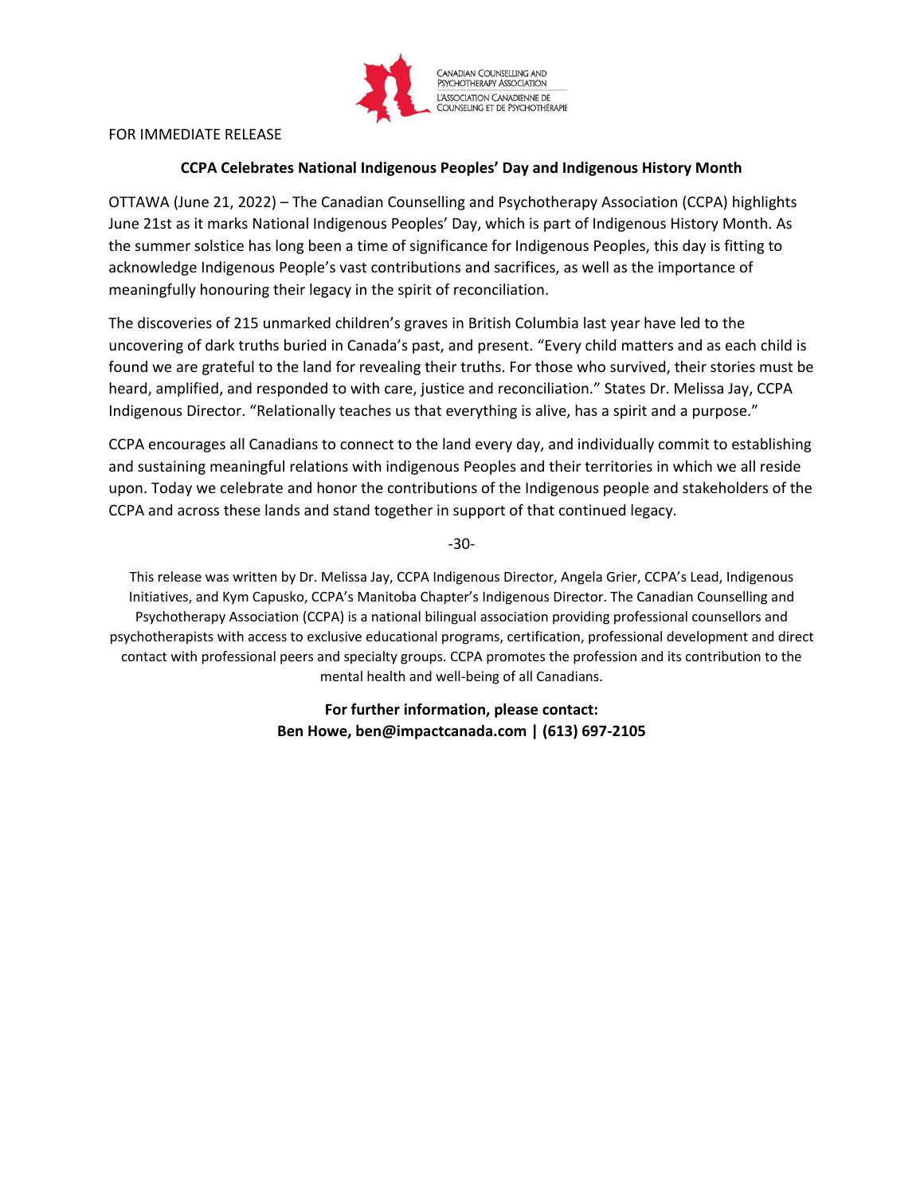CANADIAN COUNSELLING AND PSYCHOTHERAPY ASSOCIATION
L'ASSOCIATION CANADIENNE DE COUNSELING ET DE PSYCHOTHÉRAPIE

FOR IMMEDIATE RELEASE

**CCPA Celebrates National Indigenous Peoples' Day and Indigenous History Month**

OTTAWA (June 21, 2022) – The Canadian Counselling and Psychotherapy Association (CCPA) highlights June 21st as it marks National Indigenous Peoples' Day, which is part of Indigenous History Month. As the summer solstice has long been a time of significance for Indigenous Peoples, this day is fitting to acknowledge Indigenous People's vast contributions and sacrifices, as well as the importance of meaningfully honouring their legacy in the spirit of reconciliation.

The discoveries of 215 unmarked children's graves in British Columbia last year have led to the uncovering of dark truths buried in Canada's past, and present. "Every child matters and as each child is found we are grateful to the land for revealing their truths. For those who survived, their stories must be heard, amplified, and responded to with care, justice and reconciliation." States Dr. Melissa Jay, CCPA Indigenous Director. "Relationally teaches us that everything is alive, has a spirit and a purpose."

CCPA encourages all Canadians to connect to the land every day, and individually commit to establishing and sustaining meaningful relations with indigenous Peoples and their territories in which we all reside upon. Today we celebrate and honor the contributions of the Indigenous people and stakeholders of the CCPA and across these lands and stand together in support of that continued legacy.

-30-

This release was written by Dr. Melissa Jay, CCPA Indigenous Director, Angela Grier, CCPA's Lead, Indigenous Initiatives, and Kym Capusko, CCPA's Manitoba Chapter's Indigenous Director. The Canadian Counselling and Psychotherapy Association (CCPA) is a national bilingual association providing professional counsellors and psychotherapists with access to exclusive educational programs, certification, professional development and direct contact with professional peers and specialty groups. CCPA promotes the profession and its contribution to the mental health and well-being of all Canadians.

**For further information, please contact:**
**Ben Howe, ben@impactcanada.com | (613) 697-2105**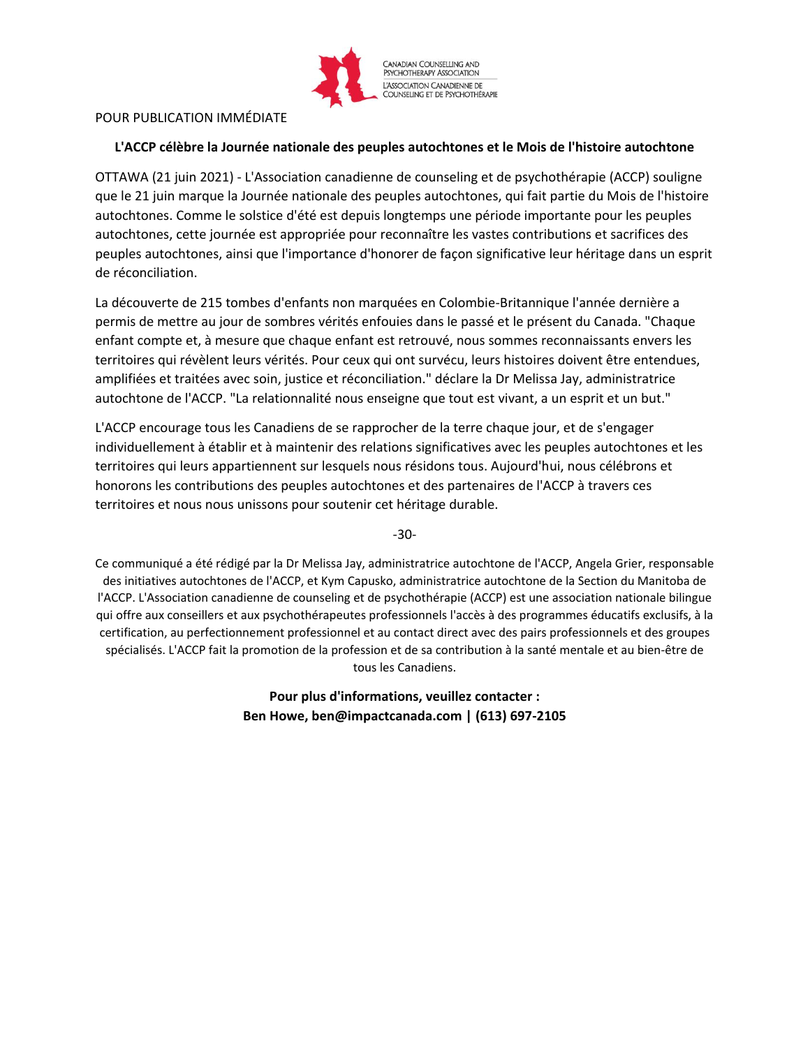POUR PUBLICATION IMMÉDIATE

**L'ACCP célèbre la Journée nationale des peuples autochtones et le Mois de l'histoire autochtone**

OTTAWA (21 juin 2021) - L'Association canadienne de counseling et de psychothérapie (ACCP) souligne que le 21 juin marque la Journée nationale des peuples autochtones, qui fait partie du Mois de l'histoire autochtones. Comme le solstice d'été est depuis longtemps une période importante pour les peuples autochtones, cette journée est appropriée pour reconnaître les vastes contributions et sacrifices des peuples autochtones, ainsi que l'importance d'honorer de façon significative leur héritage dans un esprit de réconciliation.

La découverte de 215 tombes d'enfants non marquées en Colombie-Britannique l'année dernière a permis de mettre au jour de sombres vérités enfouies dans le passé et le présent du Canada. "Chaque enfant compte et, à mesure que chaque enfant est retrouvé, nous sommes reconnaissants envers les territoires qui révèlent leurs vérités. Pour ceux qui ont survécu, leurs histoires doivent être entendues, amplifiées et traitées avec soin, justice et réconciliation." déclare la Dr Melissa Jay, administratrice autochtone de l'ACCP. "La relationnalité nous enseigne que tout est vivant, a un esprit et un but."

L'ACCP encourage tous les Canadiens de se rapprocher de la terre chaque jour, et de s'engager individuellement à établir et à maintenir des relations significatives avec les peuples autochtones et les territoires qui leurs appartiennent sur lesquels nous résidons tous. Aujourd'hui, nous célébrons et honorons les contributions des peuples autochtones et des partenaires de l'ACCP à travers ces territoires et nous nous unissons pour soutenir cet héritage durable.

-30-

Ce communiqué a été rédigé par la Dr Melissa Jay, administratrice autochtone de l'ACCP, Angela Grier, responsable des initiatives autochtones de l'ACCP, et Kym Capusko, administratrice autochtone de la Section du Manitoba de l'ACCP. L'Association canadienne de counseling et de psychothérapie (ACCP) est une association nationale bilingue qui offre aux conseillers et aux psychothérapeutes professionnels l'accès à des programmes éducatifs exclusifs, à la certification, au perfectionnement professionnel et au contact direct avec des pairs professionnels et des groupes spécialisés. L'ACCP fait la promotion de la profession et de sa contribution à la santé mentale et au bien-être de tous les Canadiens.

**Pour plus d'informations, veuillez contacter :**
**Ben Howe, ben@impactcanada.com | (613) 697-2105**